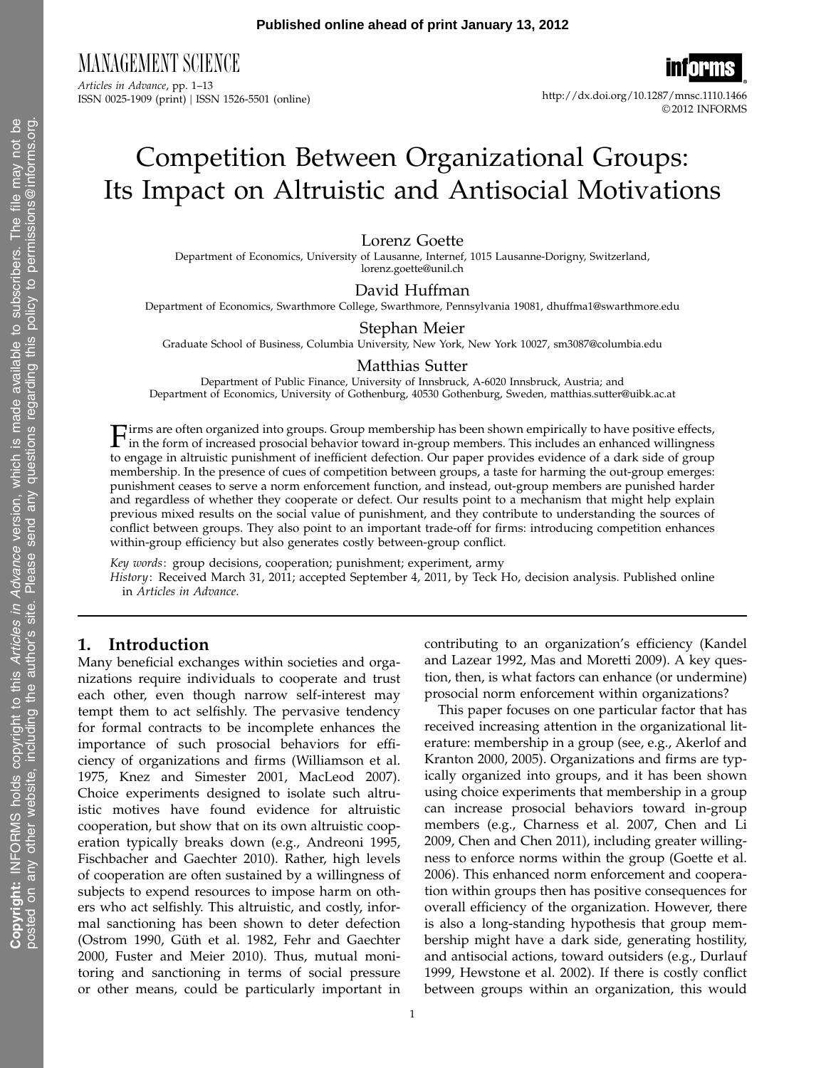# Competition Between Organizational Groups: Its Impact on Altruistic and Antisocial Motivations

Lorenz Goette
Department of Economics, University of Lausanne, Internef, 1015 Lausanne-Dorigny, Switzerland, lorenz.goette@unil.ch

David Huffman
Department of Economics, Swarthmore College, Swarthmore, Pennsylvania 19081, dhuffma1@swarthmore.edu

Stephan Meier
Graduate School of Business, Columbia University, New York, New York 10027, sm3087@columbia.edu

Matthias Sutter
Department of Public Finance, University of Innsbruck, A-6020 Innsbruck, Austria; and Department of Economics, University of Gothenburg, 40530 Gothenburg, Sweden, matthias.sutter@uibk.ac.at

Firms are often organized into groups. Group membership has been shown empirically to have positive effects, in the form of increased prosocial behavior toward in-group members. This includes an enhanced willingness to engage in altruistic punishment of inefficient defection. Our paper provides evidence of a dark side of group membership. In the presence of cues of competition between groups, a taste for harming the out-group emerges: punishment ceases to serve a norm enforcement function, and instead, out-group members are punished harder and regardless of whether they cooperate or defect. Our results point to a mechanism that might help explain previous mixed results on the social value of punishment, and they contribute to understanding the sources of conflict between groups. They also point to an important trade-off for firms: introducing competition enhances within-group efficiency but also generates costly between-group conflict.

*Key words*: group decisions, cooperation; punishment; experiment, army

*History*: Received March 31, 2011; accepted September 4, 2011, by Teck Ho, decision analysis. Published online in *Articles in Advance*.

## 1. Introduction

Many beneficial exchanges within societies and organizations require individuals to cooperate and trust each other, even though narrow self-interest may tempt them to act selfishly. The pervasive tendency for formal contracts to be incomplete enhances the importance of such prosocial behaviors for efficiency of organizations and firms (Williamson et al. 1975, Knez and Simester 2001, MacLeod 2007). Choice experiments designed to isolate such altruistic motives have found evidence for altruistic cooperation, but show that on its own altruistic cooperation typically breaks down (e.g., Andreoni 1995, Fischbacher and Gaechter 2010). Rather, high levels of cooperation are often sustained by a willingness of subjects to expend resources to impose harm on others who act selfishly. This altruistic, and costly, informal sanctioning has been shown to deter defection (Ostrom 1990, Güth et al. 1982, Fehr and Gaechter 2000, Fuster and Meier 2010). Thus, mutual monitoring and sanctioning in terms of social pressure or other means, could be particularly important in contributing to an organization's efficiency (Kandel and Lazear 1992, Mas and Moretti 2009). A key question, then, is what factors can enhance (or undermine) prosocial norm enforcement within organizations?

This paper focuses on one particular factor that has received increasing attention in the organizational literature: membership in a group (see, e.g., Akerlof and Kranton 2000, 2005). Organizations and firms are typically organized into groups, and it has been shown using choice experiments that membership in a group can increase prosocial behaviors toward in-group members (e.g., Charness et al. 2007, Chen and Li 2009, Chen and Chen 2011), including greater willingness to enforce norms within the group (Goette et al. 2006). This enhanced norm enforcement and cooperation within groups then has positive consequences for overall efficiency of the organization. However, there is also a long-standing hypothesis that group membership might have a dark side, generating hostility, and antisocial actions, toward outsiders (e.g., Durlauf 1999, Hewstone et al. 2002). If there is costly conflict between groups within an organization, this would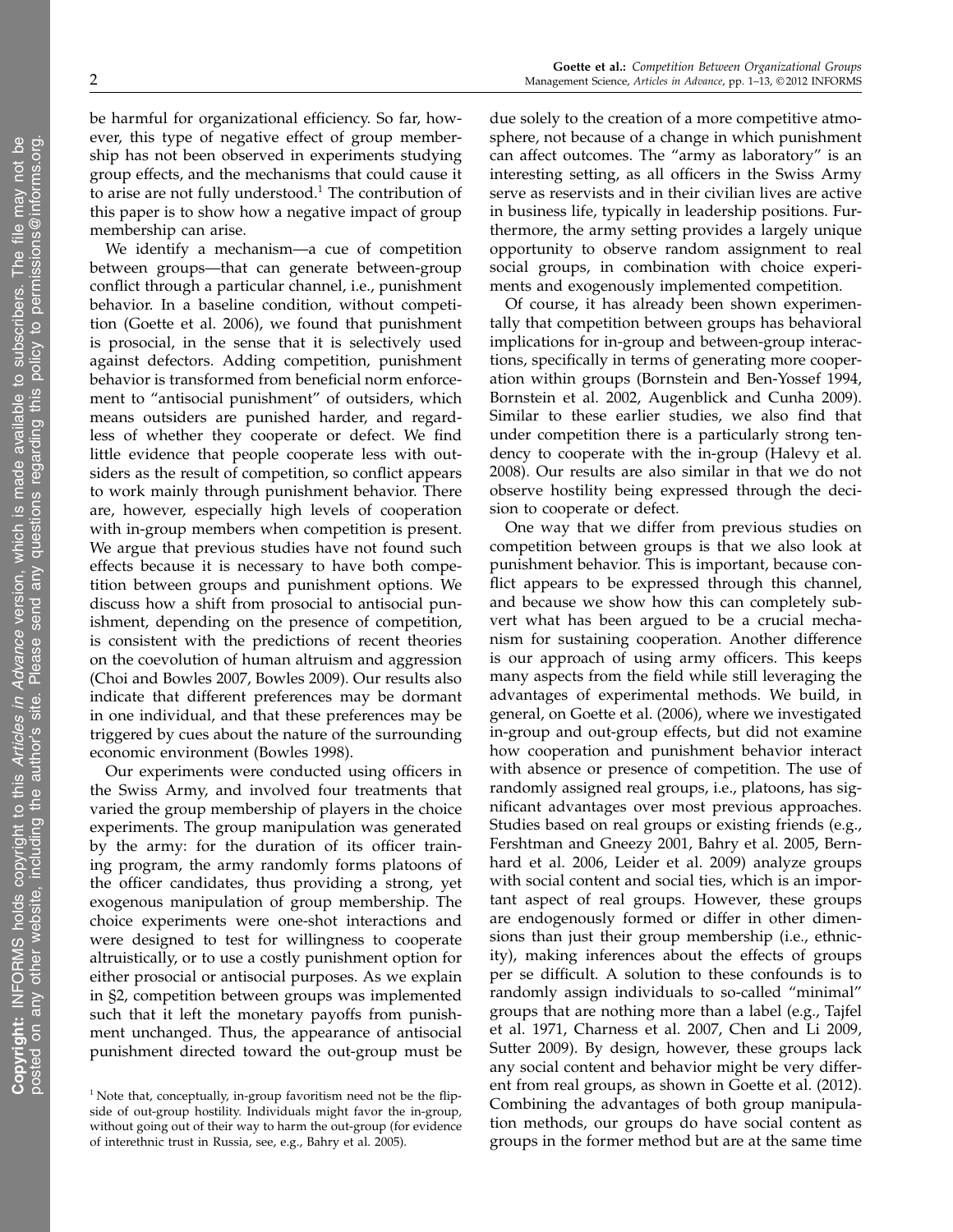be harmful for organizational efficiency. So far, however, this type of negative effect of group membership has not been observed in experiments studying group effects, and the mechanisms that could cause it to arise are not fully understood.[1] The contribution of this paper is to show how a negative impact of group membership can arise.

We identify a mechanism—a cue of competition between groups—that can generate between-group conflict through a particular channel, i.e., punishment behavior. In a baseline condition, without competition (Goette et al. 2006), we found that punishment is prosocial, in the sense that it is selectively used against defectors. Adding competition, punishment behavior is transformed from beneficial norm enforcement to "antisocial punishment" of outsiders, which means outsiders are punished harder, and regardless of whether they cooperate or defect. We find little evidence that people cooperate less with outsiders as the result of competition, so conflict appears to work mainly through punishment behavior. There are, however, especially high levels of cooperation with in-group members when competition is present. We argue that previous studies have not found such effects because it is necessary to have both competition between groups and punishment options. We discuss how a shift from prosocial to antisocial punishment, depending on the presence of competition, is consistent with the predictions of recent theories on the coevolution of human altruism and aggression (Choi and Bowles 2007, Bowles 2009). Our results also indicate that different preferences may be dormant in one individual, and that these preferences may be triggered by cues about the nature of the surrounding economic environment (Bowles 1998).

Our experiments were conducted using officers in the Swiss Army, and involved four treatments that varied the group membership of players in the choice experiments. The group manipulation was generated by the army: for the duration of its officer training program, the army randomly forms platoons of the officer candidates, thus providing a strong, yet exogenous manipulation of group membership. The choice experiments were one-shot interactions and were designed to test for willingness to cooperate altruistically, or to use a costly punishment option for either prosocial or antisocial purposes. As we explain in §2, competition between groups was implemented such that it left the monetary payoffs from punishment unchanged. Thus, the appearance of antisocial punishment directed toward the out-group must be due solely to the creation of a more competitive atmosphere, not because of a change in which punishment can affect outcomes. The "army as laboratory" is an interesting setting, as all officers in the Swiss Army serve as reservists and in their civilian lives are active in business life, typically in leadership positions. Furthermore, the army setting provides a largely unique opportunity to observe random assignment to real social groups, in combination with choice experiments and exogenously implemented competition.

Of course, it has already been shown experimentally that competition between groups has behavioral implications for in-group and between-group interactions, specifically in terms of generating more cooperation within groups (Bornstein and Ben-Yossef 1994, Bornstein et al. 2002, Augenblick and Cunha 2009). Similar to these earlier studies, we also find that under competition there is a particularly strong tendency to cooperate with the in-group (Halevy et al. 2008). Our results are also similar in that we do not observe hostility being expressed through the decision to cooperate or defect.

One way that we differ from previous studies on competition between groups is that we also look at punishment behavior. This is important, because conflict appears to be expressed through this channel, and because we show how this can completely subvert what has been argued to be a crucial mechanism for sustaining cooperation. Another difference is our approach of using army officers. This keeps many aspects from the field while still leveraging the advantages of experimental methods. We build, in general, on Goette et al. (2006), where we investigated in-group and out-group effects, but did not examine how cooperation and punishment behavior interact with absence or presence of competition. The use of randomly assigned real groups, i.e., platoons, has significant advantages over most previous approaches. Studies based on real groups or existing friends (e.g., Fershtman and Gneezy 2001, Bahry et al. 2005, Bernhard et al. 2006, Leider et al. 2009) analyze groups with social content and social ties, which is an important aspect of real groups. However, these groups are endogenously formed or differ in other dimensions than just their group membership (i.e., ethnicity), making inferences about the effects of groups per se difficult. A solution to these confounds is to randomly assign individuals to so-called "minimal" groups that are nothing more than a label (e.g., Tajfel et al. 1971, Charness et al. 2007, Chen and Li 2009, Sutter 2009). By design, however, these groups lack any social content and behavior might be very different from real groups, as shown in Goette et al. (2012). Combining the advantages of both group manipulation methods, our groups do have social content as groups in the former method but are at the same time

[1] Note that, conceptually, in-group favoritism need not be the flipside of out-group hostility. Individuals might favor the in-group, without going out of their way to harm the out-group (for evidence of interethnic trust in Russia, see, e.g., Bahry et al. 2005).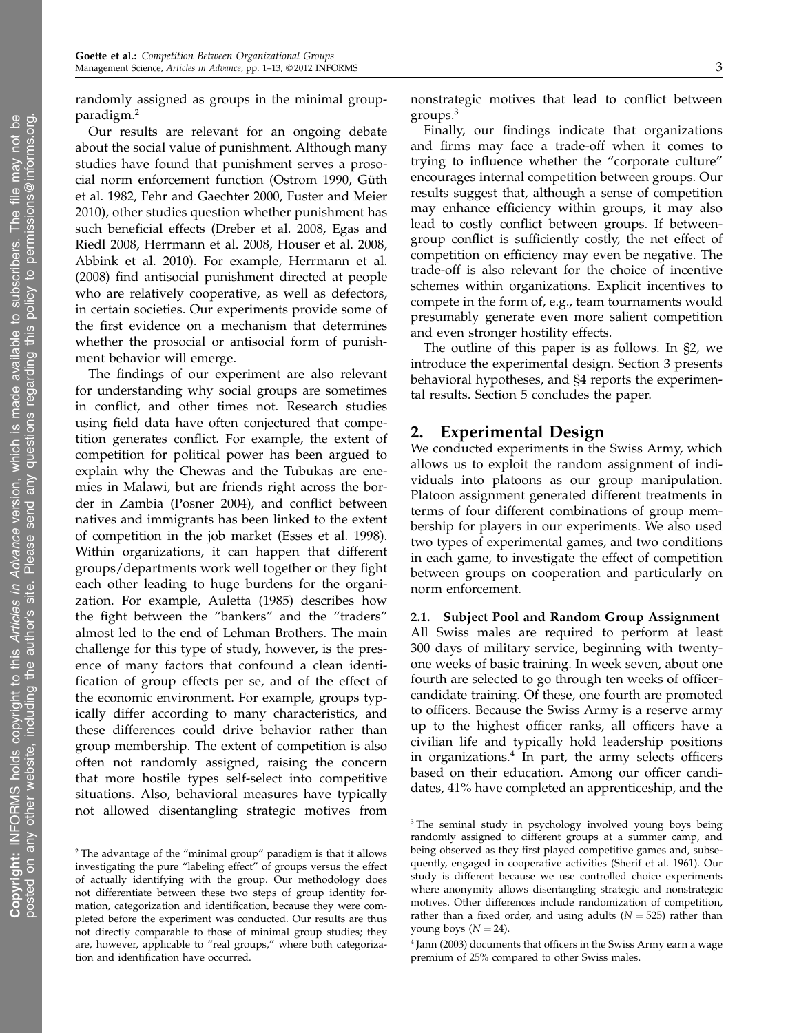randomly assigned as groups in the minimal group-paradigm.[2]

Our results are relevant for an ongoing debate about the social value of punishment. Although many studies have found that punishment serves a prosocial norm enforcement function (Ostrom 1990, Güth et al. 1982, Fehr and Gaechter 2000, Fuster and Meier 2010), other studies question whether punishment has such beneficial effects (Dreber et al. 2008, Egas and Riedl 2008, Herrmann et al. 2008, Houser et al. 2008, Abbink et al. 2010). For example, Herrmann et al. (2008) find antisocial punishment directed at people who are relatively cooperative, as well as defectors, in certain societies. Our experiments provide some of the first evidence on a mechanism that determines whether the prosocial or antisocial form of punishment behavior will emerge.

The findings of our experiment are also relevant for understanding why social groups are sometimes in conflict, and other times not. Research studies using field data have often conjectured that competition generates conflict. For example, the extent of competition for political power has been argued to explain why the Chewas and the Tubukas are enemies in Malawi, but are friends right across the border in Zambia (Posner 2004), and conflict between natives and immigrants has been linked to the extent of competition in the job market (Esses et al. 1998). Within organizations, it can happen that different groups/departments work well together or they fight each other leading to huge burdens for the organization. For example, Auletta (1985) describes how the fight between the "bankers" and the "traders" almost led to the end of Lehman Brothers. The main challenge for this type of study, however, is the presence of many factors that confound a clean identification of group effects per se, and of the effect of the economic environment. For example, groups typically differ according to many characteristics, and these differences could drive behavior rather than group membership. The extent of competition is also often not randomly assigned, raising the concern that more hostile types self-select into competitive situations. Also, behavioral measures have typically not allowed disentangling strategic motives from nonstrategic motives that lead to conflict between groups.[3]

Finally, our findings indicate that organizations and firms may face a trade-off when it comes to trying to influence whether the "corporate culture" encourages internal competition between groups. Our results suggest that, although a sense of competition may enhance efficiency within groups, it may also lead to costly conflict between groups. If between-group conflict is sufficiently costly, the net effect of competition on efficiency may even be negative. The trade-off is also relevant for the choice of incentive schemes within organizations. Explicit incentives to compete in the form of, e.g., team tournaments would presumably generate even more salient competition and even stronger hostility effects.

The outline of this paper is as follows. In §2, we introduce the experimental design. Section 3 presents behavioral hypotheses, and §4 reports the experimental results. Section 5 concludes the paper.

## 2. Experimental Design

We conducted experiments in the Swiss Army, which allows us to exploit the random assignment of individuals into platoons as our group manipulation. Platoon assignment generated different treatments in terms of four different combinations of group membership for players in our experiments. We also used two types of experimental games, and two conditions in each game, to investigate the effect of competition between groups on cooperation and particularly on norm enforcement.

### 2.1. Subject Pool and Random Group Assignment

All Swiss males are required to perform at least 300 days of military service, beginning with twenty-one weeks of basic training. In week seven, about one fourth are selected to go through ten weeks of officer-candidate training. Of these, one fourth are promoted to officers. Because the Swiss Army is a reserve army up to the highest officer ranks, all officers have a civilian life and typically hold leadership positions in organizations.[4] In part, the army selects officers based on their education. Among our officer candidates, 41% have completed an apprenticeship, and the

[2] The advantage of the "minimal group" paradigm is that it allows investigating the pure "labeling effect" of groups versus the effect of actually identifying with the group. Our methodology does not differentiate between these two steps of group identity formation, categorization and identification, because they were completed before the experiment was conducted. Our results are thus not directly comparable to those of minimal group studies; they are, however, applicable to "real groups," where both categorization and identification have occurred.

[3] The seminal study in psychology involved young boys being randomly assigned to different groups at a summer camp, and being observed as they first played competitive games and, subsequently, engaged in cooperative activities (Sherif et al. 1961). Our study is different because we use controlled choice experiments where anonymity allows disentangling strategic and nonstrategic motives. Other differences include randomization of competition, rather than a fixed order, and using adults ($N = 525$) rather than young boys ($N = 24$).

[4] Jann (2003) documents that officers in the Swiss Army earn a wage premium of 25% compared to other Swiss males.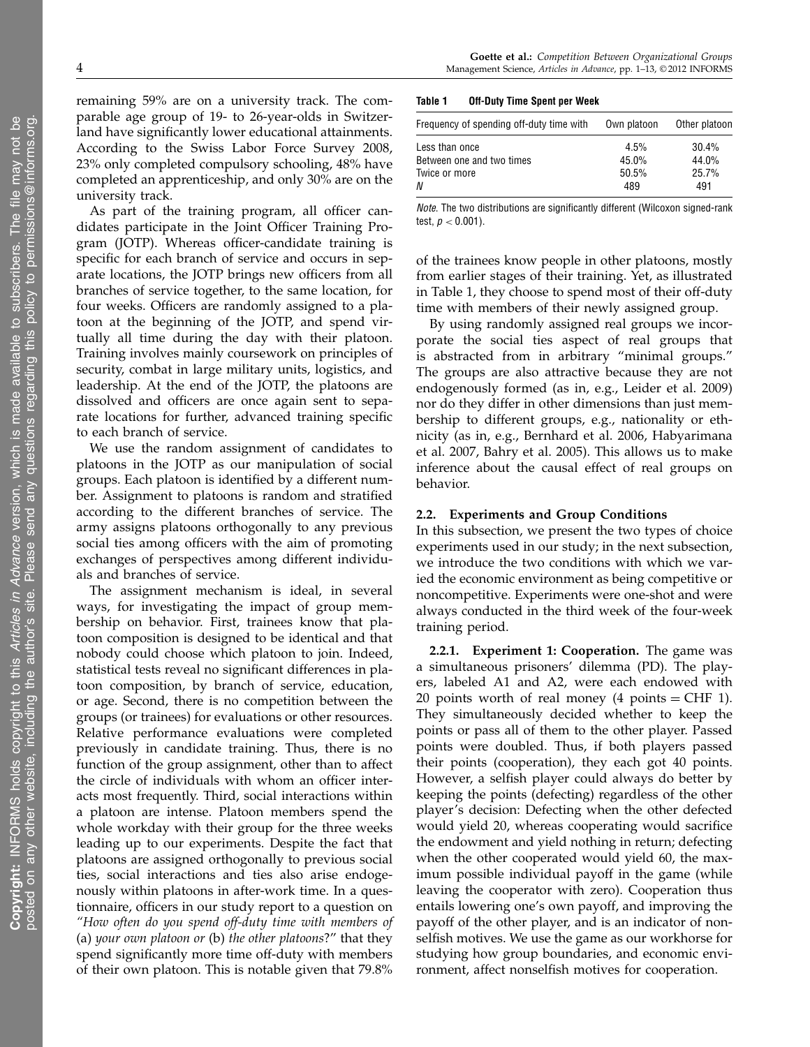remaining 59% are on a university track. The comparable age group of 19- to 26-year-olds in Switzerland have significantly lower educational attainments. According to the Swiss Labor Force Survey 2008, 23% only completed compulsory schooling, 48% have completed an apprenticeship, and only 30% are on the university track.

As part of the training program, all officer candidates participate in the Joint Officer Training Program (JOTP). Whereas officer-candidate training is specific for each branch of service and occurs in separate locations, the JOTP brings new officers from all branches of service together, to the same location, for four weeks. Officers are randomly assigned to a platoon at the beginning of the JOTP, and spend virtually all time during the day with their platoon. Training involves mainly coursework on principles of security, combat in large military units, logistics, and leadership. At the end of the JOTP, the platoons are dissolved and officers are once again sent to separate locations for further, advanced training specific to each branch of service.

We use the random assignment of candidates to platoons in the JOTP as our manipulation of social groups. Each platoon is identified by a different number. Assignment to platoons is random and stratified according to the different branches of service. The army assigns platoons orthogonally to any previous social ties among officers with the aim of promoting exchanges of perspectives among different individuals and branches of service.

The assignment mechanism is ideal, in several ways, for investigating the impact of group membership on behavior. First, trainees know that platoon composition is designed to be identical and that nobody could choose which platoon to join. Indeed, statistical tests reveal no significant differences in platoon composition, by branch of service, education, or age. Second, there is no competition between the groups (or trainees) for evaluations or other resources. Relative performance evaluations were completed previously in candidate training. Thus, there is no function of the group assignment, other than to affect the circle of individuals with whom an officer interacts most frequently. Third, social interactions within a platoon are intense. Platoon members spend the whole workday with their group for the three weeks leading up to our experiments. Despite the fact that platoons are assigned orthogonally to previous social ties, social interactions and ties also arise endogenously within platoons in after-work time. In a questionnaire, officers in our study report to a question on "*How often do you spend off-duty time with members of* (a) *your own platoon or* (b) *the other platoons*?" that they spend significantly more time off-duty with members of their own platoon. This is notable given that 79.8% of the trainees know people in other platoons, mostly from earlier stages of their training. Yet, as illustrated in Table 1, they choose to spend most of their off-duty time with members of their newly assigned group.

**Table 1 Off-Duty Time Spent per Week**

| Frequency of spending off-duty time with | Own platoon | Other platoon |
|---|---|---|
| Less than once | 4.5% | 30.4% |
| Between one and two times | 45.0% | 44.0% |
| Twice or more | 50.5% | 25.7% |
| *N* | 489 | 491 |

*Note*. The two distributions are significantly different (Wilcoxon signed-rank test, $p < 0.001$).

By using randomly assigned real groups we incorporate the social ties aspect of real groups that is abstracted from in arbitrary "minimal groups." The groups are also attractive because they are not endogenously formed (as in, e.g., Leider et al. 2009) nor do they differ in other dimensions than just membership to different groups, e.g., nationality or ethnicity (as in, e.g., Bernhard et al. 2006, Habyarimana et al. 2007, Bahry et al. 2005). This allows us to make inference about the causal effect of real groups on behavior.

### 2.2. Experiments and Group Conditions

In this subsection, we present the two types of choice experiments used in our study; in the next subsection, we introduce the two conditions with which we varied the economic environment as being competitive or noncompetitive. Experiments were one-shot and were always conducted in the third week of the four-week training period.

**2.2.1. Experiment 1: Cooperation.** The game was a simultaneous prisoners' dilemma (PD). The players, labeled A1 and A2, were each endowed with 20 points worth of real money (4 points = CHF 1). They simultaneously decided whether to keep the points or pass all of them to the other player. Passed points were doubled. Thus, if both players passed their points (cooperation), they each got 40 points. However, a selfish player could always do better by keeping the points (defecting) regardless of the other player's decision: Defecting when the other defected would yield 20, whereas cooperating would sacrifice the endowment and yield nothing in return; defecting when the other cooperated would yield 60, the maximum possible individual payoff in the game (while leaving the cooperator with zero). Cooperation thus entails lowering one's own payoff, and improving the payoff of the other player, and is an indicator of nonselfish motives. We use the game as our workhorse for studying how group boundaries, and economic environment, affect nonselfish motives for cooperation.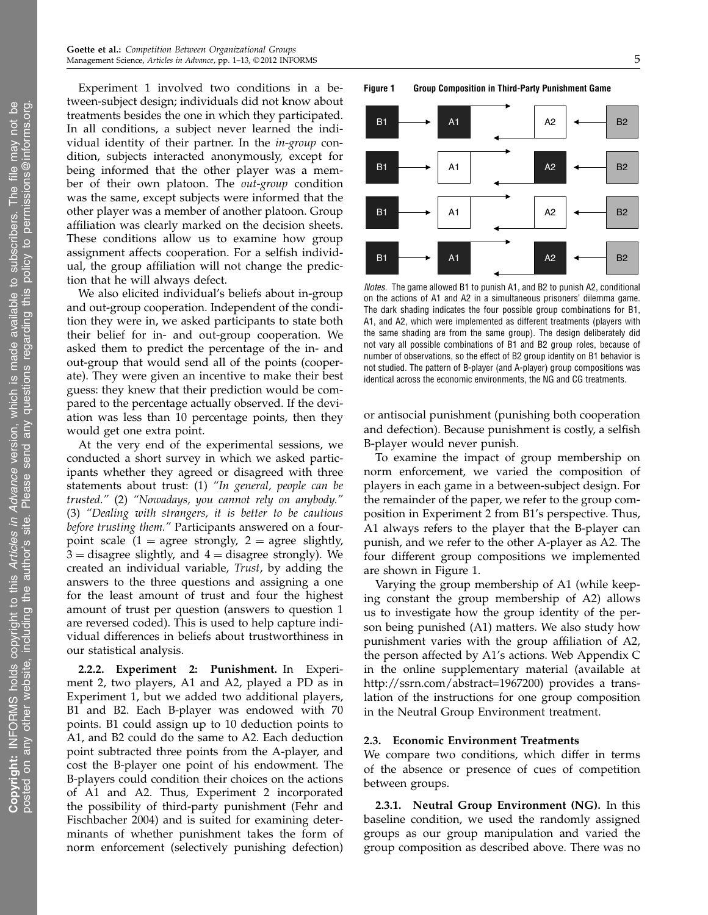Experiment 1 involved two conditions in a between-subject design; individuals did not know about treatments besides the one in which they participated. In all conditions, a subject never learned the individual identity of their partner. In the *in-group* condition, subjects interacted anonymously, except for being informed that the other player was a member of their own platoon. The *out-group* condition was the same, except subjects were informed that the other player was a member of another platoon. Group affiliation was clearly marked on the decision sheets. These conditions allow us to examine how group assignment affects cooperation. For a selfish individual, the group affiliation will not change the prediction that he will always defect.

We also elicited individual's beliefs about in-group and out-group cooperation. Independent of the condition they were in, we asked participants to state both their belief for in- and out-group cooperation. We asked them to predict the percentage of the in- and out-group that would send all of the points (cooperate). They were given an incentive to make their best guess: they knew that their prediction would be compared to the percentage actually observed. If the deviation was less than 10 percentage points, then they would get one extra point.

At the very end of the experimental sessions, we conducted a short survey in which we asked participants whether they agreed or disagreed with three statements about trust: (1) *"In general, people can be trusted."* (2) *"Nowadays, you cannot rely on anybody."* (3) *"Dealing with strangers, it is better to be cautious before trusting them."* Participants answered on a four-point scale (1 = agree strongly, 2 = agree slightly, 3 = disagree slightly, and 4 = disagree strongly). We created an individual variable, *Trust*, by adding the answers to the three questions and assigning a one for the least amount of trust and four the highest amount of trust per question (answers to question 1 are reversed coded). This is used to help capture individual differences in beliefs about trustworthiness in our statistical analysis.

**2.2.2. Experiment 2: Punishment.** In Experiment 2, two players, A1 and A2, played a PD as in Experiment 1, but we added two additional players, B1 and B2. Each B-player was endowed with 70 points. B1 could assign up to 10 deduction points to A1, and B2 could do the same to A2. Each deduction point subtracted three points from the A-player, and cost the B-player one point of his endowment. The B-players could condition their choices on the actions of A1 and A2. Thus, Experiment 2 incorporated the possibility of third-party punishment (Fehr and Fischbacher 2004) and is suited for examining determinants of whether punishment takes the form of norm enforcement (selectively punishing defection) or antisocial punishment (punishing both cooperation and defection). Because punishment is costly, a selfish B-player would never punish.

**Figure 1 Group Composition in Third-Party Punishment Game**

*Notes.* The game allowed B1 to punish A1, and B2 to punish A2, conditional on the actions of A1 and A2 in a simultaneous prisoners' dilemma game. The dark shading indicates the four possible group combinations for B1, A1, and A2, which were implemented as different treatments (players with the same shading are from the same group). The design deliberately did not vary all possible combinations of B1 and B2 group roles, because of number of observations, so the effect of B2 group identity on B1 behavior is not studied. The pattern of B-player (and A-player) group compositions was identical across the economic environments, the NG and CG treatments.

To examine the impact of group membership on norm enforcement, we varied the composition of players in each game in a between-subject design. For the remainder of the paper, we refer to the group composition in Experiment 2 from B1's perspective. Thus, A1 always refers to the player that the B-player can punish, and we refer to the other A-player as A2. The four different group compositions we implemented are shown in Figure 1.

Varying the group membership of A1 (while keeping constant the group membership of A2) allows us to investigate how the group identity of the person being punished (A1) matters. We also study how punishment varies with the group affiliation of A2, the person affected by A1's actions. Web Appendix C in the online supplementary material (available at http://ssrn.com/abstract=1967200) provides a translation of the instructions for one group composition in the Neutral Group Environment treatment.

### 2.3. Economic Environment Treatments

We compare two conditions, which differ in terms of the absence or presence of cues of competition between groups.

**2.3.1. Neutral Group Environment (NG).** In this baseline condition, we used the randomly assigned groups as our group manipulation and varied the group composition as described above. There was no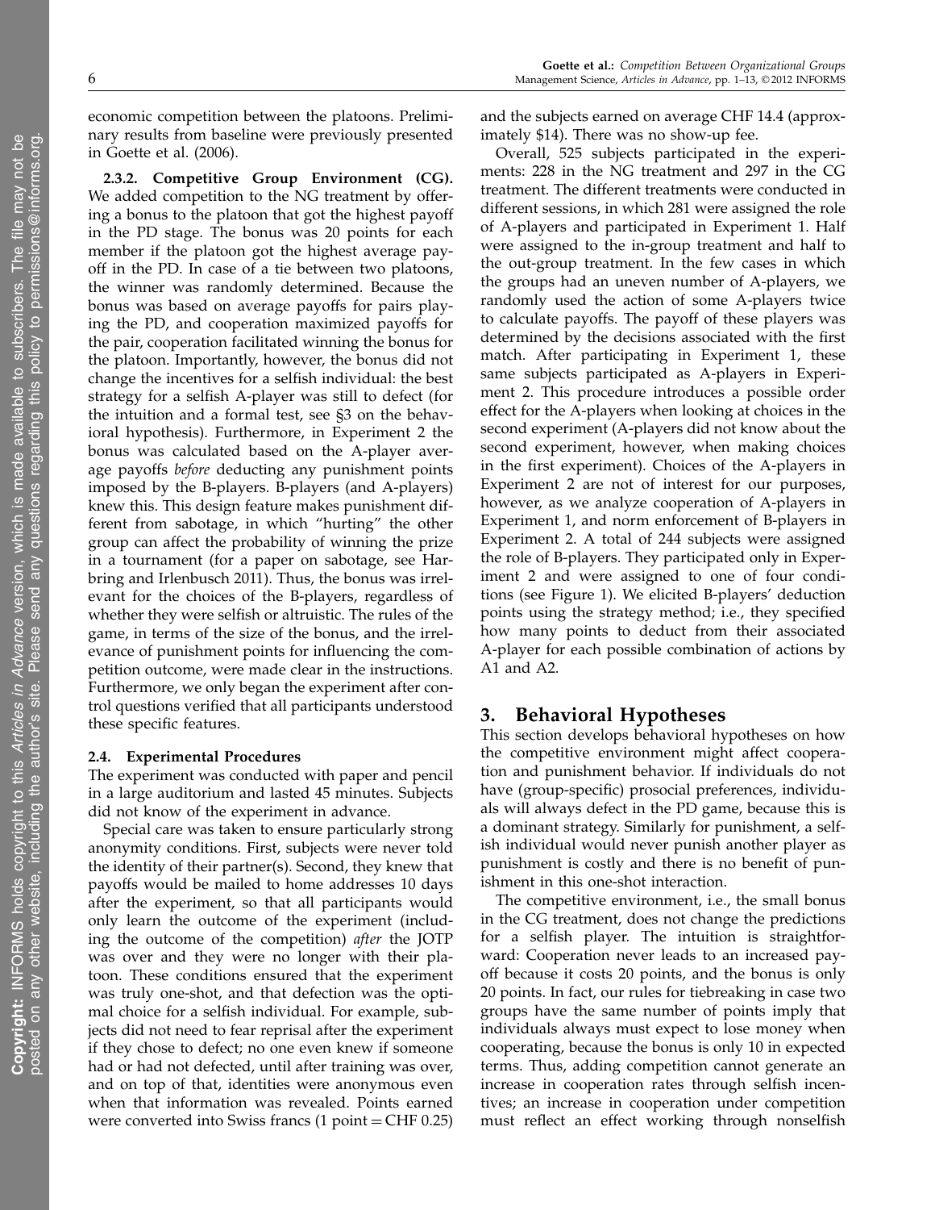economic competition between the platoons. Preliminary results from baseline were previously presented in Goette et al. (2006).

**2.3.2. Competitive Group Environment (CG).** We added competition to the NG treatment by offering a bonus to the platoon that got the highest payoff in the PD stage. The bonus was 20 points for each member if the platoon got the highest average payoff in the PD. In case of a tie between two platoons, the winner was randomly determined. Because the bonus was based on average payoffs for pairs playing the PD, and cooperation maximized payoffs for the pair, cooperation facilitated winning the bonus for the platoon. Importantly, however, the bonus did not change the incentives for a selfish individual: the best strategy for a selfish A-player was still to defect (for the intuition and a formal test, see §3 on the behavioral hypothesis). Furthermore, in Experiment 2 the bonus was calculated based on the A-player average payoffs *before* deducting any punishment points imposed by the B-players. B-players (and A-players) knew this. This design feature makes punishment different from sabotage, in which "hurting" the other group can affect the probability of winning the prize in a tournament (for a paper on sabotage, see Harbring and Irlenbusch 2011). Thus, the bonus was irrelevant for the choices of the B-players, regardless of whether they were selfish or altruistic. The rules of the game, in terms of the size of the bonus, and the irrelevance of punishment points for influencing the competition outcome, were made clear in the instructions. Furthermore, we only began the experiment after control questions verified that all participants understood these specific features.

### 2.4. Experimental Procedures

The experiment was conducted with paper and pencil in a large auditorium and lasted 45 minutes. Subjects did not know of the experiment in advance.

Special care was taken to ensure particularly strong anonymity conditions. First, subjects were never told the identity of their partner(s). Second, they knew that payoffs would be mailed to home addresses 10 days after the experiment, so that all participants would only learn the outcome of the experiment (including the outcome of the competition) *after* the JOTP was over and they were no longer with their platoon. These conditions ensured that the experiment was truly one-shot, and that defection was the optimal choice for a selfish individual. For example, subjects did not need to fear reprisal after the experiment if they chose to defect; no one even knew if someone had or had not defected, until after training was over, and on top of that, identities were anonymous even when that information was revealed. Points earned were converted into Swiss francs (1 point = CHF 0.25) and the subjects earned on average CHF 14.4 (approximately $14). There was no show-up fee.

Overall, 525 subjects participated in the experiments: 228 in the NG treatment and 297 in the CG treatment. The different treatments were conducted in different sessions, in which 281 were assigned the role of A-players and participated in Experiment 1. Half were assigned to the in-group treatment and half to the out-group treatment. In the few cases in which the groups had an uneven number of A-players, we randomly used the action of some A-players twice to calculate payoffs. The payoff of these players was determined by the decisions associated with the first match. After participating in Experiment 1, these same subjects participated as A-players in Experiment 2. This procedure introduces a possible order effect for the A-players when looking at choices in the second experiment (A-players did not know about the second experiment, however, when making choices in the first experiment). Choices of the A-players in Experiment 2 are not of interest for our purposes, however, as we analyze cooperation of A-players in Experiment 1, and norm enforcement of B-players in Experiment 2. A total of 244 subjects were assigned the role of B-players. They participated only in Experiment 2 and were assigned to one of four conditions (see Figure 1). We elicited B-players' deduction points using the strategy method; i.e., they specified how many points to deduct from their associated A-player for each possible combination of actions by A1 and A2.

## 3. Behavioral Hypotheses

This section develops behavioral hypotheses on how the competitive environment might affect cooperation and punishment behavior. If individuals do not have (group-specific) prosocial preferences, individuals will always defect in the PD game, because this is a dominant strategy. Similarly for punishment, a selfish individual would never punish another player as punishment is costly and there is no benefit of punishment in this one-shot interaction.

The competitive environment, i.e., the small bonus in the CG treatment, does not change the predictions for a selfish player. The intuition is straightforward: Cooperation never leads to an increased payoff because it costs 20 points, and the bonus is only 20 points. In fact, our rules for tiebreaking in case two groups have the same number of points imply that individuals always must expect to lose money when cooperating, because the bonus is only 10 in expected terms. Thus, adding competition cannot generate an increase in cooperation rates through selfish incentives; an increase in cooperation under competition must reflect an effect working through nonselfish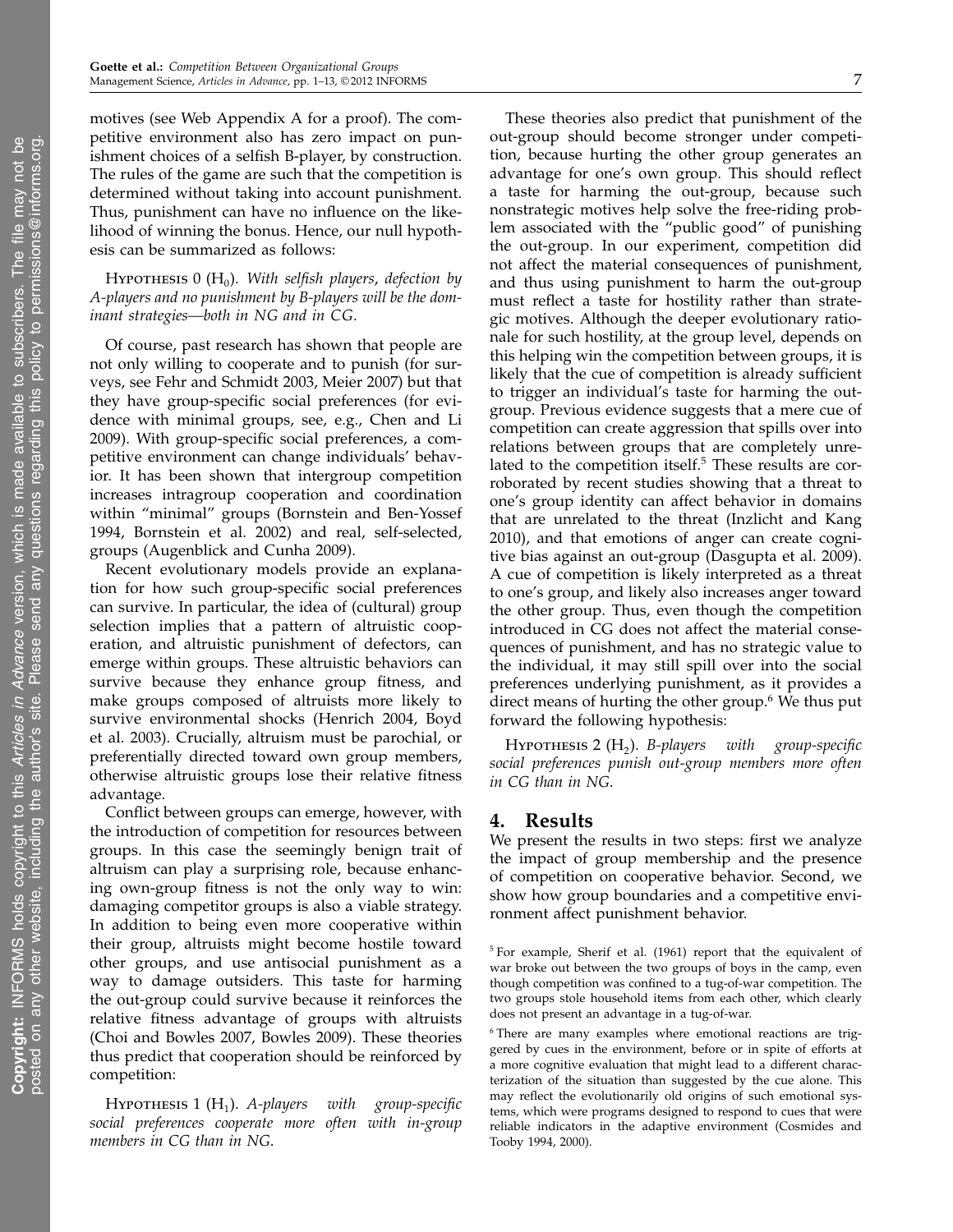motives (see Web Appendix A for a proof). The competitive environment also has zero impact on punishment choices of a selfish B-player, by construction. The rules of the game are such that the competition is determined without taking into account punishment. Thus, punishment can have no influence on the likelihood of winning the bonus. Hence, our null hypothesis can be summarized as follows:

Hypothesis 0 ($H_0$). *With selfish players, defection by A-players and no punishment by B-players will be the dominant strategies—both in NG and in CG.*

Of course, past research has shown that people are not only willing to cooperate and to punish (for surveys, see Fehr and Schmidt 2003, Meier 2007) but that they have group-specific social preferences (for evidence with minimal groups, see, e.g., Chen and Li 2009). With group-specific social preferences, a competitive environment can change individuals' behavior. It has been shown that intergroup competition increases intragroup cooperation and coordination within "minimal" groups (Bornstein and Ben-Yossef 1994, Bornstein et al. 2002) and real, self-selected, groups (Augenblick and Cunha 2009).

Recent evolutionary models provide an explanation for how such group-specific social preferences can survive. In particular, the idea of (cultural) group selection implies that a pattern of altruistic cooperation, and altruistic punishment of defectors, can emerge within groups. These altruistic behaviors can survive because they enhance group fitness, and make groups composed of altruists more likely to survive environmental shocks (Henrich 2004, Boyd et al. 2003). Crucially, altruism must be parochial, or preferentially directed toward own group members, otherwise altruistic groups lose their relative fitness advantage.

Conflict between groups can emerge, however, with the introduction of competition for resources between groups. In this case the seemingly benign trait of altruism can play a surprising role, because enhancing own-group fitness is not the only way to win: damaging competitor groups is also a viable strategy. In addition to being even more cooperative within their group, altruists might become hostile toward other groups, and use antisocial punishment as a way to damage outsiders. This taste for harming the out-group could survive because it reinforces the relative fitness advantage of groups with altruists (Choi and Bowles 2007, Bowles 2009). These theories thus predict that cooperation should be reinforced by competition:

Hypothesis 1 ($H_1$). *A-players with group-specific social preferences cooperate more often with in-group members in CG than in NG.*

These theories also predict that punishment of the out-group should become stronger under competition, because hurting the other group generates an advantage for one's own group. This should reflect a taste for harming the out-group, because such nonstrategic motives help solve the free-riding problem associated with the "public good" of punishing the out-group. In our experiment, competition did not affect the material consequences of punishment, and thus using punishment to harm the out-group must reflect a taste for hostility rather than strategic motives. Although the deeper evolutionary rationale for such hostility, at the group level, depends on this helping win the competition between groups, it is likely that the cue of competition is already sufficient to trigger an individual's taste for harming the out-group. Previous evidence suggests that a mere cue of competition can create aggression that spills over into relations between groups that are completely unrelated to the competition itself.[5] These results are corroborated by recent studies showing that a threat to one's group identity can affect behavior in domains that are unrelated to the threat (Inzlicht and Kang 2010), and that emotions of anger can create cognitive bias against an out-group (Dasgupta et al. 2009). A cue of competition is likely interpreted as a threat to one's group, and likely also increases anger toward the other group. Thus, even though the competition introduced in CG does not affect the material consequences of punishment, and has no strategic value to the individual, it may still spill over into the social preferences underlying punishment, as it provides a direct means of hurting the other group.[6] We thus put forward the following hypothesis:

Hypothesis 2 ($H_2$). *B-players with group-specific social preferences punish out-group members more often in CG than in NG.*

## 4. Results

We present the results in two steps: first we analyze the impact of group membership and the presence of competition on cooperative behavior. Second, we show how group boundaries and a competitive environment affect punishment behavior.

[5] For example, Sherif et al. (1961) report that the equivalent of war broke out between the two groups of boys in the camp, even though competition was confined to a tug-of-war competition. The two groups stole household items from each other, which clearly does not present an advantage in a tug-of-war.

[6] There are many examples where emotional reactions are triggered by cues in the environment, before or in spite of efforts at a more cognitive evaluation that might lead to a different characterization of the situation than suggested by the cue alone. This may reflect the evolutionarily old origins of such emotional systems, which were programs designed to respond to cues that were reliable indicators in the adaptive environment (Cosmides and Tooby 1994, 2000).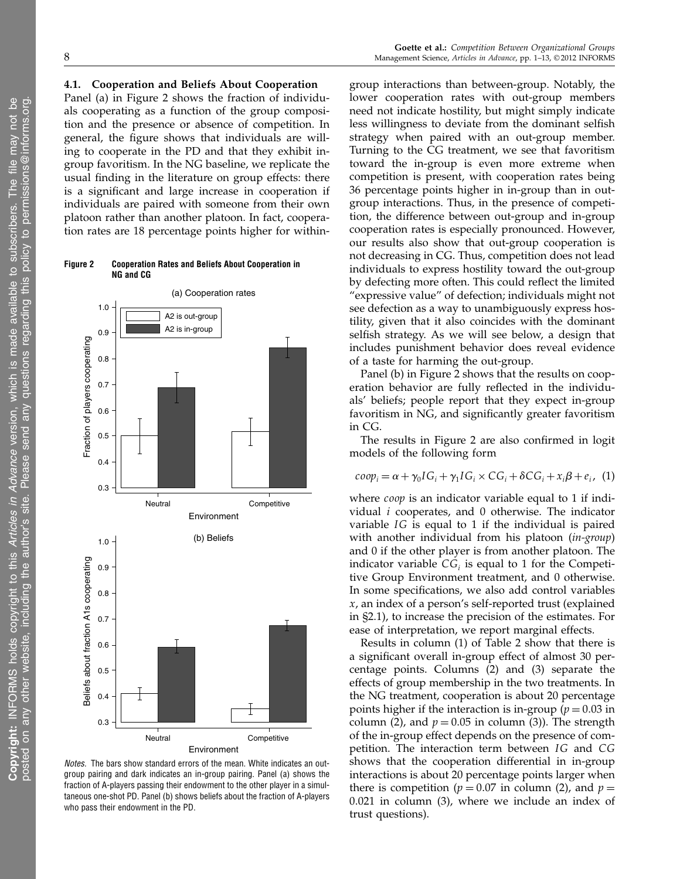### 4.1. Cooperation and Beliefs About Cooperation

Panel (a) in Figure 2 shows the fraction of individuals cooperating as a function of the group composition and the presence or absence of competition. In general, the figure shows that individuals are willing to cooperate in the PD and that they exhibit in-group favoritism. In the NG baseline, we replicate the usual finding in the literature on group effects: there is a significant and large increase in cooperation if individuals are paired with someone from their own platoon rather than another platoon. In fact, cooperation rates are 18 percentage points higher for within-group interactions than between-group. Notably, the lower cooperation rates with out-group members need not indicate hostility, but might simply indicate less willingness to deviate from the dominant selfish strategy when paired with an out-group member. Turning to the CG treatment, we see that favoritism toward the in-group is even more extreme when competition is present, with cooperation rates being 36 percentage points higher in in-group than in out-group interactions. Thus, in the presence of competition, the difference between out-group and in-group cooperation rates is especially pronounced. However, our results also show that out-group cooperation is not decreasing in CG. Thus, competition does not lead individuals to express hostility toward the out-group by defecting more often. This could reflect the limited "expressive value" of defection; individuals might not see defection as a way to unambiguously express hostility, given that it also coincides with the dominant selfish strategy. As we will see below, a design that includes punishment behavior does reveal evidence of a taste for harming the out-group.

**Figure 2 Cooperation Rates and Beliefs About Cooperation in NG and CG**

*Notes.* The bars show standard errors of the mean. White indicates an out-group pairing and dark indicates an in-group pairing. Panel (a) shows the fraction of A-players passing their endowment to the other player in a simultaneous one-shot PD. Panel (b) shows beliefs about the fraction of A-players who pass their endowment in the PD.

Panel (b) in Figure 2 shows that the results on cooperation behavior are fully reflected in the individuals' beliefs; people report that they expect in-group favoritism in NG, and significantly greater favoritism in CG.

The results in Figure 2 are also confirmed in logit models of the following form

$$coop_i = \alpha + \gamma_0 IG_i + \gamma_1 IG_i \times CG_i + \delta CG_i + x_i\beta + e_i, \quad (1)$$

where *coop* is an indicator variable equal to 1 if individual $i$ cooperates, and 0 otherwise. The indicator variable $IG$ is equal to 1 if the individual is paired with another individual from his platoon (*in-group*) and 0 if the other player is from another platoon. The indicator variable $CG_i$ is equal to 1 for the Competitive Group Environment treatment, and 0 otherwise. In some specifications, we also add control variables $x$, an index of a person's self-reported trust (explained in §2.1), to increase the precision of the estimates. For ease of interpretation, we report marginal effects.

Results in column (1) of Table 2 show that there is a significant overall in-group effect of almost 30 percentage points. Columns (2) and (3) separate the effects of group membership in the two treatments. In the NG treatment, cooperation is about 20 percentage points higher if the interaction is in-group ($p = 0.03$ in column (2), and $p = 0.05$ in column (3)). The strength of the in-group effect depends on the presence of competition. The interaction term between $IG$ and $CG$ shows that the cooperation differential in in-group interactions is about 20 percentage points larger when there is competition ($p = 0.07$ in column (2), and $p = 0.021$ in column (3), where we include an index of trust questions).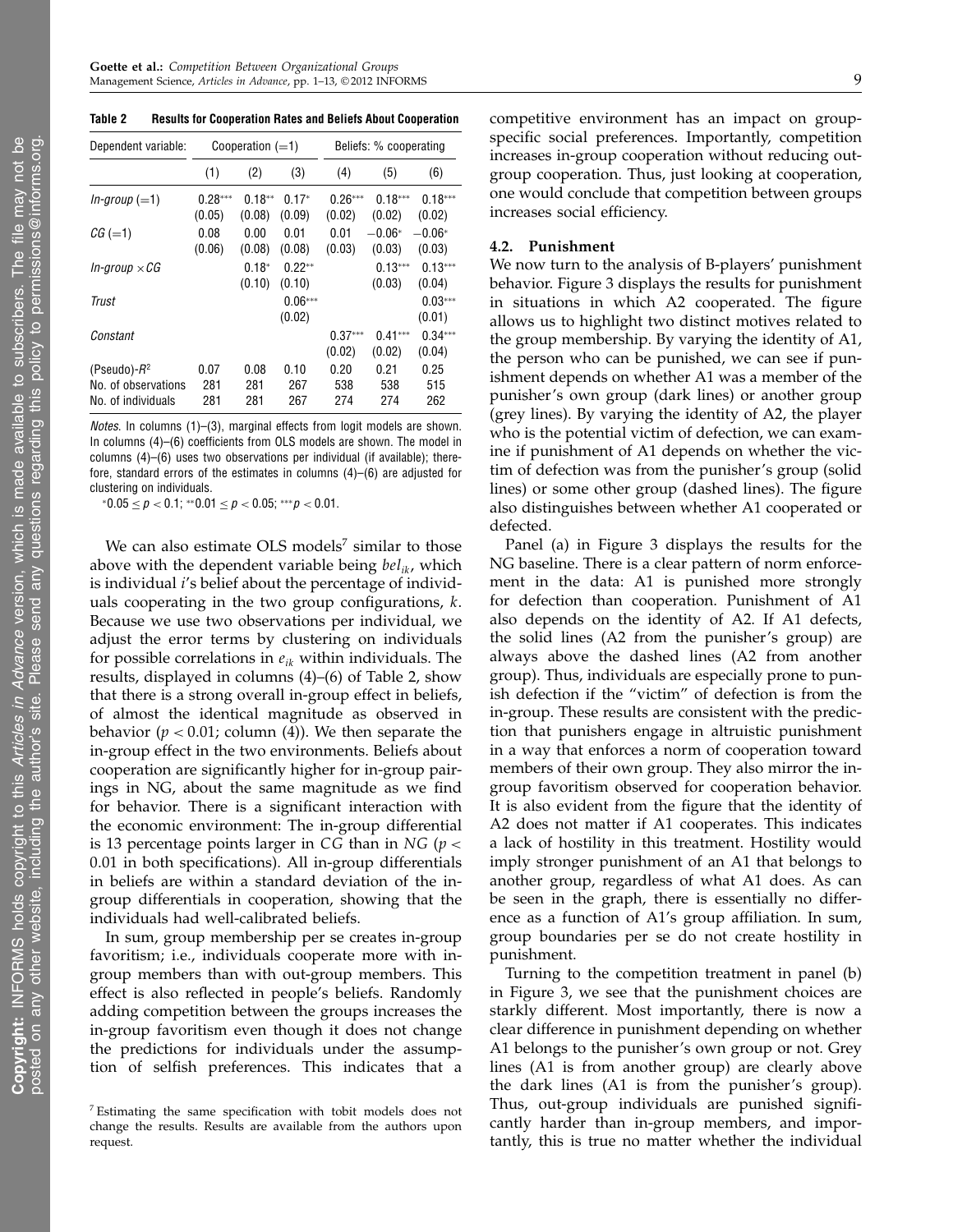**Table 2 Results for Cooperation Rates and Beliefs About Cooperation**

| Dependent variable: | Cooperation (=1) | | | Beliefs: % cooperating | | |
|---|---|---|---|---|---|---|
| | (1) | (2) | (3) | (4) | (5) | (6) |
| *In-group* (=1) | 0.28*** | 0.18** | 0.17* | 0.26*** | 0.18*** | 0.18*** |
| | (0.05) | (0.08) | (0.09) | (0.02) | (0.02) | (0.02) |
| *CG* (=1) | 0.08 | 0.00 | 0.01 | 0.01 | −0.06* | −0.06* |
| | (0.06) | (0.08) | (0.08) | (0.03) | (0.03) | (0.03) |
| *In-group* × *CG* | | 0.18* | 0.22** | | 0.13*** | 0.13*** |
| | | (0.10) | (0.10) | | (0.03) | (0.04) |
| *Trust* | | | 0.06*** | | | 0.03*** |
| | | | (0.02) | | | (0.01) |
| *Constant* | | | | 0.37*** | 0.41*** | 0.34*** |
| | | | | (0.02) | (0.02) | (0.04) |
| (Pseudo)-$R^2$ | 0.07 | 0.08 | 0.10 | 0.20 | 0.21 | 0.25 |
| No. of observations | 281 | 281 | 267 | 538 | 538 | 515 |
| No. of individuals | 281 | 281 | 267 | 274 | 274 | 262 |

*Notes.* In columns (1)–(3), marginal effects from logit models are shown. In columns (4)–(6) coefficients from OLS models are shown. The model in columns (4)–(6) uses two observations per individual (if available); therefore, standard errors of the estimates in columns (4)–(6) are adjusted for clustering on individuals.

*$0.05 \leq p < 0.1$; **$0.01 \leq p < 0.05$; ***$p < 0.01$.

We can also estimate OLS models[7] similar to those above with the dependent variable being $bel_{ik}$, which is individual $i$'s belief about the percentage of individuals cooperating in the two group configurations, $k$. Because we use two observations per individual, we adjust the error terms by clustering on individuals for possible correlations in $e_{ik}$ within individuals. The results, displayed in columns (4)–(6) of Table 2, show that there is a strong overall in-group effect in beliefs, of almost the identical magnitude as observed in behavior ($p < 0.01$; column (4)). We then separate the in-group effect in the two environments. Beliefs about cooperation are significantly higher for in-group pairings in NG, about the same magnitude as we find for behavior. There is a significant interaction with the economic environment: The in-group differential is 13 percentage points larger in $CG$ than in $NG$ ($p < 0.01$ in both specifications). All in-group differentials in beliefs are within a standard deviation of the in-group differentials in cooperation, showing that the individuals had well-calibrated beliefs.

In sum, group membership per se creates in-group favoritism; i.e., individuals cooperate more with in-group members than with out-group members. This effect is also reflected in people's beliefs. Randomly adding competition between the groups increases the in-group favoritism even though it does not change the predictions for individuals under the assumption of selfish preferences. This indicates that a competitive environment has an impact on group-specific social preferences. Importantly, competition increases in-group cooperation without reducing out-group cooperation. Thus, just looking at cooperation, one would conclude that competition between groups increases social efficiency.

### 4.2. Punishment

We now turn to the analysis of B-players' punishment behavior. Figure 3 displays the results for punishment in situations in which A2 cooperated. The figure allows us to highlight two distinct motives related to the group membership. By varying the identity of A1, the person who can be punished, we can see if punishment depends on whether A1 was a member of the punisher's own group (dark lines) or another group (grey lines). By varying the identity of A2, the player who is the potential victim of defection, we can examine if punishment of A1 depends on whether the victim of defection was from the punisher's group (solid lines) or some other group (dashed lines). The figure also distinguishes between whether A1 cooperated or defected.

Panel (a) in Figure 3 displays the results for the NG baseline. There is a clear pattern of norm enforcement in the data: A1 is punished more strongly for defection than cooperation. Punishment of A1 also depends on the identity of A2. If A1 defects, the solid lines (A2 from the punisher's group) are always above the dashed lines (A2 from another group). Thus, individuals are especially prone to punish defection if the "victim" of defection is from the in-group. These results are consistent with the prediction that punishers engage in altruistic punishment in a way that enforces a norm of cooperation toward members of their own group. They also mirror the in-group favoritism observed for cooperation behavior. It is also evident from the figure that the identity of A2 does not matter if A1 cooperates. This indicates a lack of hostility in this treatment. Hostility would imply stronger punishment of an A1 that belongs to another group, regardless of what A1 does. As can be seen in the graph, there is essentially no difference as a function of A1's group affiliation. In sum, group boundaries per se do not create hostility in punishment.

Turning to the competition treatment in panel (b) in Figure 3, we see that the punishment choices are starkly different. Most importantly, there is now a clear difference in punishment depending on whether A1 belongs to the punisher's own group or not. Grey lines (A1 is from another group) are clearly above the dark lines (A1 is from the punisher's group). Thus, out-group individuals are punished significantly harder than in-group members, and importantly, this is true no matter whether the individual

[7] Estimating the same specification with tobit models does not change the results. Results are available from the authors upon request.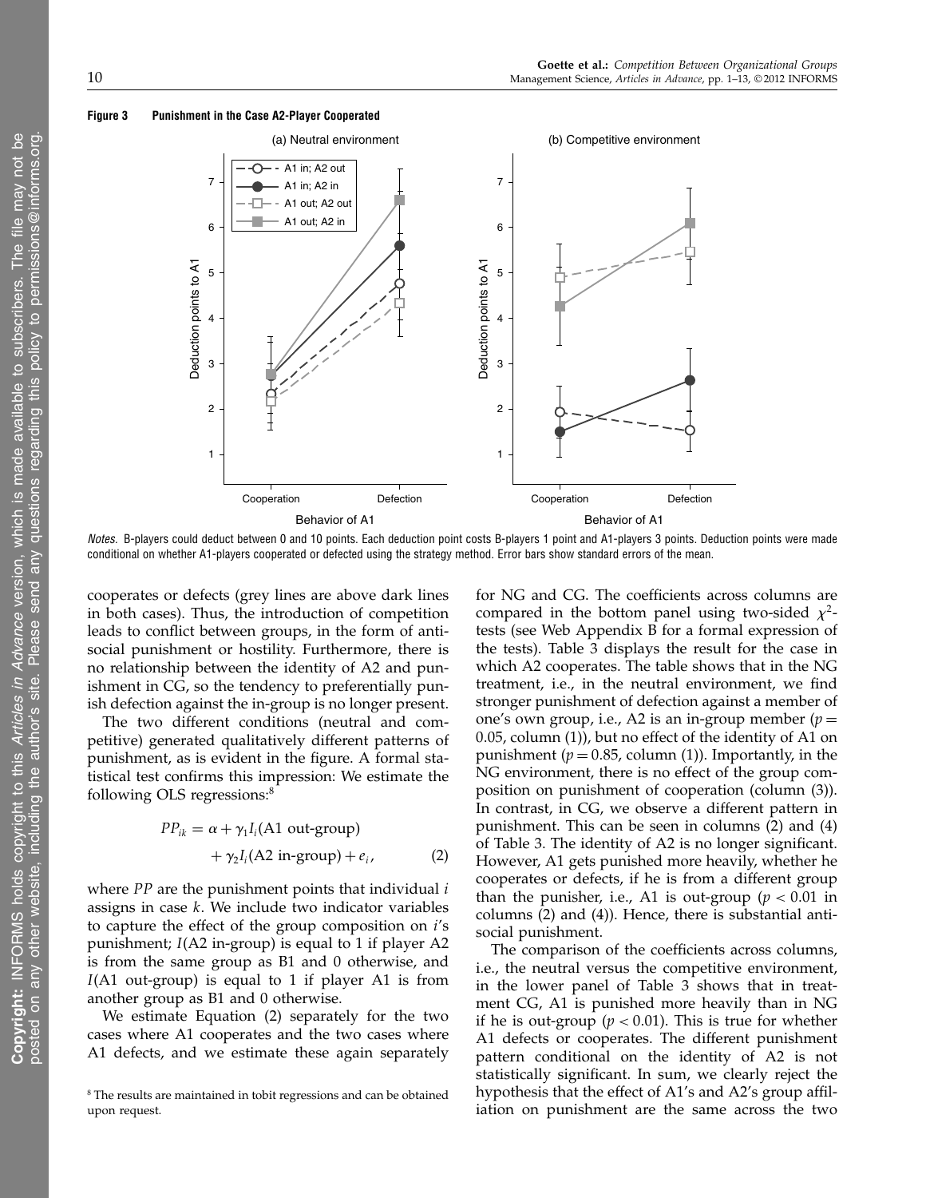**Figure 3 Punishment in the Case A2-Player Cooperated**

*Notes.* B-players could deduct between 0 and 10 points. Each deduction point costs B-players 1 point and A1-players 3 points. Deduction points were made conditional on whether A1-players cooperated or defected using the strategy method. Error bars show standard errors of the mean.

cooperates or defects (grey lines are above dark lines in both cases). Thus, the introduction of competition leads to conflict between groups, in the form of antisocial punishment or hostility. Furthermore, there is no relationship between the identity of A2 and punishment in CG, so the tendency to preferentially punish defection against the in-group is no longer present.

The two different conditions (neutral and competitive) generated qualitatively different patterns of punishment, as is evident in the figure. A formal statistical test confirms this impression: We estimate the following OLS regressions:[8]

$$PP_{ik} = \alpha + \gamma_1 I_i(\text{A1 out-group}) + \gamma_2 I_i(\text{A2 in-group}) + e_i, \tag{2}$$

where $PP$ are the punishment points that individual $i$ assigns in case $k$. We include two indicator variables to capture the effect of the group composition on $i$'s punishment; $I$(A2 in-group) is equal to 1 if player A2 is from the same group as B1 and 0 otherwise, and $I$(A1 out-group) is equal to 1 if player A1 is from another group as B1 and 0 otherwise.

We estimate Equation (2) separately for the two cases where A1 cooperates and the two cases where A1 defects, and we estimate these again separately for NG and CG. The coefficients across columns are compared in the bottom panel using two-sided $\chi^2$-tests (see Web Appendix B for a formal expression of the tests). Table 3 displays the result for the case in which A2 cooperates. The table shows that in the NG treatment, i.e., in the neutral environment, we find stronger punishment of defection against a member of one's own group, i.e., A2 is an in-group member ($p = 0.05$, column (1)), but no effect of the identity of A1 on punishment ($p = 0.85$, column (1)). Importantly, in the NG environment, there is no effect of the group composition on punishment of cooperation (column (3)). In contrast, in CG, we observe a different pattern in punishment. This can be seen in columns (2) and (4) of Table 3. The identity of A2 is no longer significant. However, A1 gets punished more heavily, whether he cooperates or defects, if he is from a different group than the punisher, i.e., A1 is out-group ($p < 0.01$ in columns (2) and (4)). Hence, there is substantial antisocial punishment.

The comparison of the coefficients across columns, i.e., the neutral versus the competitive environment, in the lower panel of Table 3 shows that in treatment CG, A1 is punished more heavily than in NG if he is out-group ($p < 0.01$). This is true for whether A1 defects or cooperates. The different punishment pattern conditional on the identity of A2 is not statistically significant. In sum, we clearly reject the hypothesis that the effect of A1's and A2's group affiliation on punishment are the same across the two

[8] The results are maintained in tobit regressions and can be obtained upon request.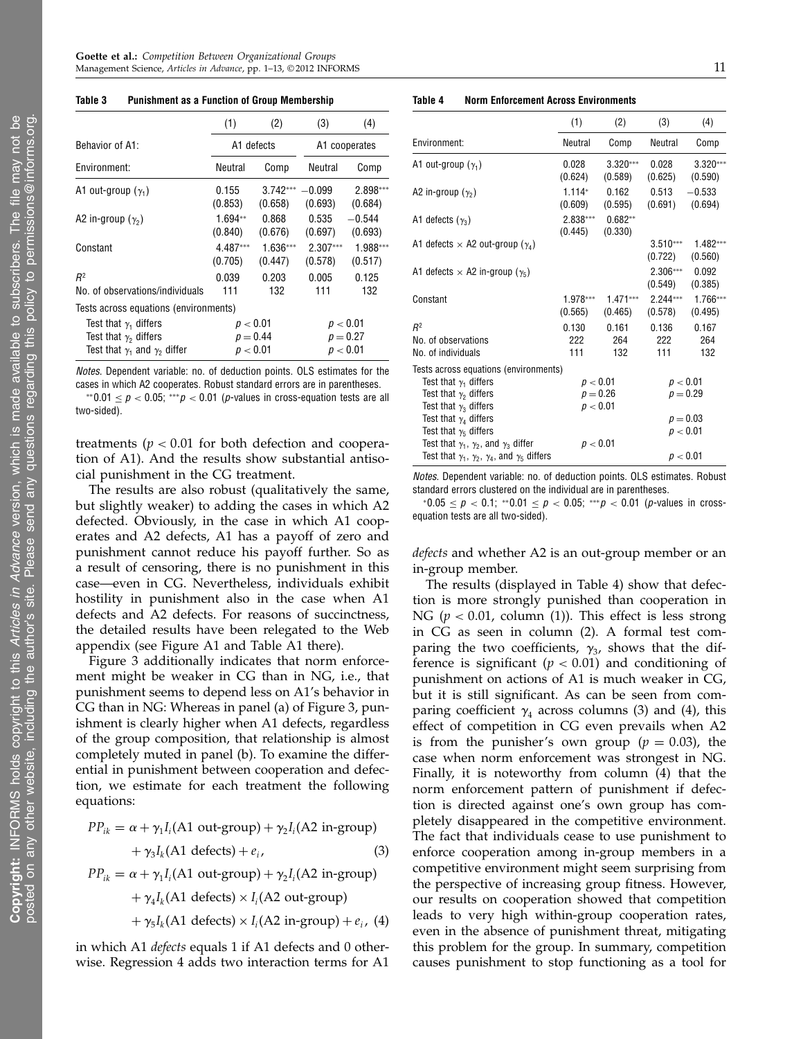**Table 3 Punishment as a Function of Group Membership**

| | (1) | (2) | (3) | (4) |
|---|---|---|---|---|
| Behavior of A1: | A1 defects | | A1 cooperates | |
| Environment: | Neutral | Comp | Neutral | Comp |
| A1 out-group ($\gamma_1$) | 0.155 (0.853) | 3.742*** (0.658) | −0.099 (0.693) | 2.898*** (0.684) |
| A2 in-group ($\gamma_2$) | 1.694** (0.840) | 0.868 (0.676) | 0.535 (0.697) | −0.544 (0.693) |
| Constant | 4.487*** (0.705) | 1.636*** (0.447) | 2.307*** (0.578) | 1.988*** (0.517) |
| $R^2$ | 0.039 | 0.203 | 0.005 | 0.125 |
| No. of observations/individuals | 111 | 132 | 111 | 132 |
| Tests across equations (environments) | | | | |
| Test that $\gamma_1$ differs | $p < 0.01$ | | $p < 0.01$ | |
| Test that $\gamma_2$ differs | $p = 0.44$ | | $p = 0.27$ | |
| Test that $\gamma_1$ and $\gamma_2$ differ | $p < 0.01$ | | $p < 0.01$ | |

*Notes*. Dependent variable: no. of deduction points. OLS estimates for the cases in which A2 cooperates. Robust standard errors are in parentheses.
**0.01 ≤ $p$ < 0.05; ***$p$ < 0.01 ($p$-values in cross-equation tests are all two-sided).

treatments ($p < 0.01$ for both defection and cooperation of A1). And the results show substantial antisocial punishment in the CG treatment.

The results are also robust (qualitatively the same, but slightly weaker) to adding the cases in which A2 defected. Obviously, in the case in which A1 cooperates and A2 defects, A1 has a payoff of zero and punishment cannot reduce his payoff further. So as a result of censoring, there is no punishment in this case—even in CG. Nevertheless, individuals exhibit hostility in punishment also in the case when A1 defects and A2 defects. For reasons of succinctness, the detailed results have been relegated to the Web appendix (see Figure A1 and Table A1 there).

Figure 3 additionally indicates that norm enforcement might be weaker in CG than in NG, i.e., that punishment seems to depend less on A1's behavior in CG than in NG: Whereas in panel (a) of Figure 3, punishment is clearly higher when A1 defects, regardless of the group composition, that relationship is almost completely muted in panel (b). To examine the differential in punishment between cooperation and defection, we estimate for each treatment the following equations:

$$PP_{ik} = \alpha + \gamma_1 I_i(\text{A1 out-group}) + \gamma_2 I_i(\text{A2 in-group}) + \gamma_3 I_k(\text{A1 defects}) + e_i, \tag{3}$$

$$PP_{ik} = \alpha + \gamma_1 I_i(\text{A1 out-group}) + \gamma_2 I_i(\text{A2 in-group}) + \gamma_4 I_k(\text{A1 defects}) \times I_i(\text{A2 out-group}) + \gamma_5 I_k(\text{A1 defects}) \times I_i(\text{A2 in-group}) + e_i, \tag{4}$$

in which A1 *defects* equals 1 if A1 defects and 0 otherwise. Regression 4 adds two interaction terms for A1 *defects* and whether A2 is an out-group member or an in-group member.

**Table 4 Norm Enforcement Across Environments**

| | (1) | (2) | (3) | (4) |
|---|---|---|---|---|
| Environment: | Neutral | Comp | Neutral | Comp |
| A1 out-group ($\gamma_1$) | 0.028 (0.624) | 3.320*** (0.589) | 0.028 (0.625) | 3.320*** (0.590) |
| A2 in-group ($\gamma_2$) | 1.114* (0.609) | 0.162 (0.595) | 0.513 (0.691) | −0.533 (0.694) |
| A1 defects ($\gamma_3$) | 2.838*** (0.445) | 0.682** (0.330) | | |
| A1 defects × A2 out-group ($\gamma_4$) | | | 3.510*** (0.722) | 1.482*** (0.560) |
| A1 defects × A2 in-group ($\gamma_5$) | | | 2.306*** (0.549) | 0.092 (0.385) |
| Constant | 1.978*** (0.565) | 1.471*** (0.465) | 2.244*** (0.578) | 1.766*** (0.495) |
| $R^2$ | 0.130 | 0.161 | 0.136 | 0.167 |
| No. of observations | 222 | 264 | 222 | 264 |
| No. of individuals | 111 | 132 | 111 | 132 |
| Tests across equations (environments) | | | | |
| Test that $\gamma_1$ differs | $p < 0.01$ | | $p < 0.01$ | |
| Test that $\gamma_2$ differs | $p = 0.26$ | | $p = 0.29$ | |
| Test that $\gamma_3$ differs | $p < 0.01$ | | | |
| Test that $\gamma_4$ differs | | | $p = 0.03$ | |
| Test that $\gamma_5$ differs | | | $p < 0.01$ | |
| Test that $\gamma_1$, $\gamma_2$, and $\gamma_3$ differ | $p < 0.01$ | | | |
| Test that $\gamma_1$, $\gamma_2$, $\gamma_4$, and $\gamma_5$ differs | | | $p < 0.01$ | |

*Notes*. Dependent variable: no. of deduction points. OLS estimates. Robust standard errors clustered on the individual are in parentheses.
*0.05 ≤ $p$ < 0.1; **0.01 ≤ $p$ < 0.05; ***$p$ < 0.01 ($p$-values in cross-equation tests are all two-sided).

The results (displayed in Table 4) show that defection is more strongly punished than cooperation in NG ($p < 0.01$, column (1)). This effect is less strong in CG as seen in column (2). A formal test comparing the two coefficients, $\gamma_3$, shows that the difference is significant ($p < 0.01$) and conditioning of punishment on actions of A1 is much weaker in CG, but it is still significant. As can be seen from comparing coefficient $\gamma_4$ across columns (3) and (4), this effect of competition in CG even prevails when A2 is from the punisher's own group ($p = 0.03$), the case when norm enforcement was strongest in NG. Finally, it is noteworthy from column (4) that the norm enforcement pattern of punishment if defection is directed against one's own group has completely disappeared in the competitive environment. The fact that individuals cease to use punishment to enforce cooperation among in-group members in a competitive environment might seem surprising from the perspective of increasing group fitness. However, our results on cooperation showed that competition leads to very high within-group cooperation rates, even in the absence of punishment threat, mitigating this problem for the group. In summary, competition causes punishment to stop functioning as a tool for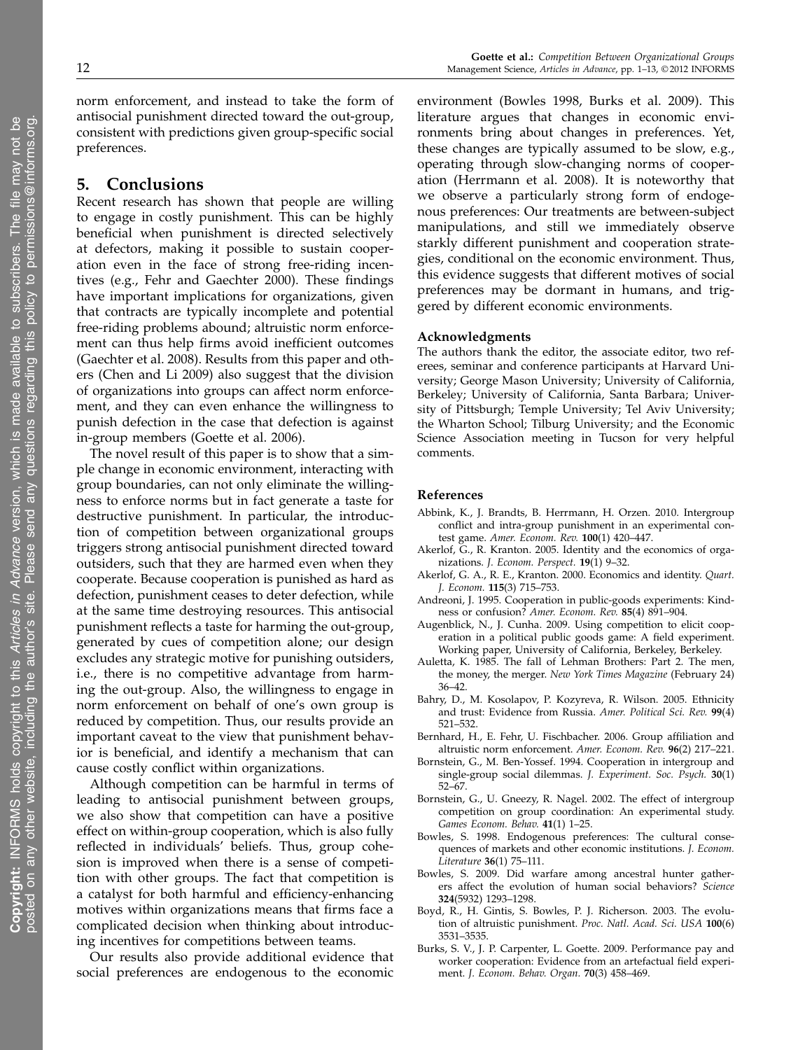norm enforcement, and instead to take the form of antisocial punishment directed toward the out-group, consistent with predictions given group-specific social preferences.

## 5. Conclusions

Recent research has shown that people are willing to engage in costly punishment. This can be highly beneficial when punishment is directed selectively at defectors, making it possible to sustain cooperation even in the face of strong free-riding incentives (e.g., Fehr and Gaechter 2000). These findings have important implications for organizations, given that contracts are typically incomplete and potential free-riding problems abound; altruistic norm enforcement can thus help firms avoid inefficient outcomes (Gaechter et al. 2008). Results from this paper and others (Chen and Li 2009) also suggest that the division of organizations into groups can affect norm enforcement, and they can even enhance the willingness to punish defection in the case that defection is against in-group members (Goette et al. 2006).

The novel result of this paper is to show that a simple change in economic environment, interacting with group boundaries, can not only eliminate the willingness to enforce norms but in fact generate a taste for destructive punishment. In particular, the introduction of competition between organizational groups triggers strong antisocial punishment directed toward outsiders, such that they are harmed even when they cooperate. Because cooperation is punished as hard as defection, punishment ceases to deter defection, while at the same time destroying resources. This antisocial punishment reflects a taste for harming the out-group, generated by cues of competition alone; our design excludes any strategic motive for punishing outsiders, i.e., there is no competitive advantage from harming the out-group. Also, the willingness to engage in norm enforcement on behalf of one's own group is reduced by competition. Thus, our results provide an important caveat to the view that punishment behavior is beneficial, and identify a mechanism that can cause costly conflict within organizations.

Although competition can be harmful in terms of leading to antisocial punishment between groups, we also show that competition can have a positive effect on within-group cooperation, which is also fully reflected in individuals' beliefs. Thus, group cohesion is improved when there is a sense of competition with other groups. The fact that competition is a catalyst for both harmful and efficiency-enhancing motives within organizations means that firms face a complicated decision when thinking about introducing incentives for competitions between teams.

Our results also provide additional evidence that social preferences are endogenous to the economic environment (Bowles 1998, Burks et al. 2009). This literature argues that changes in economic environments bring about changes in preferences. Yet, these changes are typically assumed to be slow, e.g., operating through slow-changing norms of cooperation (Herrmann et al. 2008). It is noteworthy that we observe a particularly strong form of endogenous preferences: Our treatments are between-subject manipulations, and still we immediately observe starkly different punishment and cooperation strategies, conditional on the economic environment. Thus, this evidence suggests that different motives of social preferences may be dormant in humans, and triggered by different economic environments.

### Acknowledgments

The authors thank the editor, the associate editor, two referees, seminar and conference participants at Harvard University; George Mason University; University of California, Berkeley; University of California, Santa Barbara; University of Pittsburgh; Temple University; Tel Aviv University; the Wharton School; Tilburg University; and the Economic Science Association meeting in Tucson for very helpful comments.

### References

Abbink, K., J. Brandts, B. Herrmann, H. Orzen. 2010. Intergroup conflict and intra-group punishment in an experimental contest game. *Amer. Econom. Rev.* **100**(1) 420–447.

Akerlof, G., R. Kranton. 2005. Identity and the economics of organizations. *J. Econom. Perspect.* **19**(1) 9–32.

Akerlof, G. A., R. E., Kranton. 2000. Economics and identity. *Quart. J. Econom.* **115**(3) 715–753.

Andreoni, J. 1995. Cooperation in public-goods experiments: Kindness or confusion? *Amer. Econom. Rev.* **85**(4) 891–904.

Augenblick, N., J. Cunha. 2009. Using competition to elicit cooperation in a political public goods game: A field experiment. Working paper, University of California, Berkeley, Berkeley.

Auletta, K. 1985. The fall of Lehman Brothers: Part 2. The men, the money, the merger. *New York Times Magazine* (February 24) 36–42.

Bahry, D., M. Kosolapov, P. Kozyreva, R. Wilson. 2005. Ethnicity and trust: Evidence from Russia. *Amer. Political Sci. Rev.* **99**(4) 521–532.

Bernhard, H., E. Fehr, U. Fischbacher. 2006. Group affiliation and altruistic norm enforcement. *Amer. Econom. Rev.* **96**(2) 217–221.

Bornstein, G., M. Ben-Yossef. 1994. Cooperation in intergroup and single-group social dilemmas. *J. Experiment. Soc. Psych.* **30**(1) 52–67.

Bornstein, G., U. Gneezy, R. Nagel. 2002. The effect of intergroup competition on group coordination: An experimental study. *Games Econom. Behav.* **41**(1) 1–25.

Bowles, S. 1998. Endogenous preferences: The cultural consequences of markets and other economic institutions. *J. Econom. Literature* **36**(1) 75–111.

Bowles, S. 2009. Did warfare among ancestral hunter gatherers affect the evolution of human social behaviors? *Science* **324**(5932) 1293–1298.

Boyd, R., H. Gintis, S. Bowles, P. J. Richerson. 2003. The evolution of altruistic punishment. *Proc. Natl. Acad. Sci. USA* **100**(6) 3531–3535.

Burks, S. V., J. P. Carpenter, L. Goette. 2009. Performance pay and worker cooperation: Evidence from an artefactual field experiment. *J. Econom. Behav. Organ.* **70**(3) 458–469.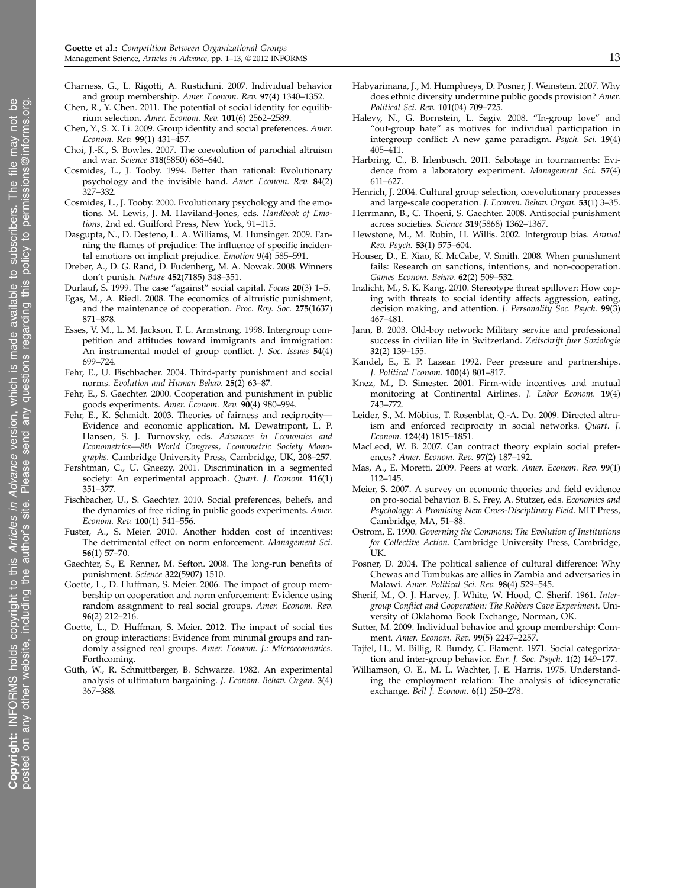Charness, G., L. Rigotti, A. Rustichini. 2007. Individual behavior and group membership. *Amer. Econom. Rev.* **97**(4) 1340–1352.

Chen, R., Y. Chen. 2011. The potential of social identity for equilibrium selection. *Amer. Econom. Rev.* **101**(6) 2562–2589.

Chen, Y., S. X. Li. 2009. Group identity and social preferences. *Amer. Econom. Rev.* **99**(1) 431–457.

Choi, J.-K., S. Bowles. 2007. The coevolution of parochial altruism and war. *Science* **318**(5850) 636–640.

Cosmides, L., J. Tooby. 1994. Better than rational: Evolutionary psychology and the invisible hand. *Amer. Econom. Rev.* **84**(2) 327–332.

Cosmides, L., J. Tooby. 2000. Evolutionary psychology and the emotions. M. Lewis, J. M. Haviland-Jones, eds. *Handbook of Emotions*, 2nd ed. Guilford Press, New York, 91–115.

Dasgupta, N., D. Desteno, L. A. Williams, M. Hunsinger. 2009. Fanning the flames of prejudice: The influence of specific incidental emotions on implicit prejudice. *Emotion* **9**(4) 585–591.

Dreber, A., D. G. Rand, D. Fudenberg, M. A. Nowak. 2008. Winners don't punish. *Nature* **452**(7185) 348–351.

Durlauf, S. 1999. The case "against" social capital. *Focus* **20**(3) 1–5.

Egas, M., A. Riedl. 2008. The economics of altruistic punishment, and the maintenance of cooperation. *Proc. Roy. Soc.* **275**(1637) 871–878.

Esses, V. M., L. M. Jackson, T. L. Armstrong. 1998. Intergroup competition and attitudes toward immigrants and immigration: An instrumental model of group conflict. *J. Soc. Issues* **54**(4) 699–724.

Fehr, E., U. Fischbacher. 2004. Third-party punishment and social norms. *Evolution and Human Behav.* **25**(2) 63–87.

Fehr, E., S. Gaechter. 2000. Cooperation and punishment in public goods experiments. *Amer. Econom. Rev.* **90**(4) 980–994.

Fehr, E., K. Schmidt. 2003. Theories of fairness and reciprocity—Evidence and economic application. M. Dewatripont, L. P. Hansen, S. J. Turnovsky, eds. *Advances in Economics and Econometrics—8th World Congress, Econometric Society Monographs.* Cambridge University Press, Cambridge, UK, 208–257.

Fershtman, C., U. Gneezy. 2001. Discrimination in a segmented society: An experimental approach. *Quart. J. Econom.* **116**(1) 351–377.

Fischbacher, U., S. Gaechter. 2010. Social preferences, beliefs, and the dynamics of free riding in public goods experiments. *Amer. Econom. Rev.* **100**(1) 541–556.

Fuster, A., S. Meier. 2010. Another hidden cost of incentives: The detrimental effect on norm enforcement. *Management Sci.* **56**(1) 57–70.

Gaechter, S., E. Renner, M. Sefton. 2008. The long-run benefits of punishment. *Science* **322**(5907) 1510.

Goette, L., D. Huffman, S. Meier. 2006. The impact of group membership on cooperation and norm enforcement: Evidence using random assignment to real social groups. *Amer. Econom. Rev.* **96**(2) 212–216.

Goette, L., D. Huffman, S. Meier. 2012. The impact of social ties on group interactions: Evidence from minimal groups and randomly assigned real groups. *Amer. Econom. J.: Microeconomics*. Forthcoming.

Güth, W., R. Schmittberger, B. Schwarze. 1982. An experimental analysis of ultimatum bargaining. *J. Econom. Behav. Organ.* **3**(4) 367–388.

Habyarimana, J., M. Humphreys, D. Posner, J. Weinstein. 2007. Why does ethnic diversity undermine public goods provision? *Amer. Political Sci. Rev.* **101**(04) 709–725.

Halevy, N., G. Bornstein, L. Sagiv. 2008. "In-group love" and "out-group hate" as motives for individual participation in intergroup conflict: A new game paradigm. *Psych. Sci.* **19**(4) 405–411.

Harbring, C., B. Irlenbusch. 2011. Sabotage in tournaments: Evidence from a laboratory experiment. *Management Sci.* **57**(4) 611–627.

Henrich, J. 2004. Cultural group selection, coevolutionary processes and large-scale cooperation. *J. Econom. Behav. Organ.* **53**(1) 3–35.

Herrmann, B., C. Thoeni, S. Gaechter. 2008. Antisocial punishment across societies. *Science* **319**(5868) 1362–1367.

Hewstone, M., M. Rubin, H. Willis. 2002. Intergroup bias. *Annual Rev. Psych.* **53**(1) 575–604.

Houser, D., E. Xiao, K. McCabe, V. Smith. 2008. When punishment fails: Research on sanctions, intentions, and non-cooperation. *Games Econom. Behav.* **62**(2) 509–532.

Inzlicht, M., S. K. Kang. 2010. Stereotype threat spillover: How coping with threats to social identity affects aggression, eating, decision making, and attention. *J. Personality Soc. Psych.* **99**(3) 467–481.

Jann, B. 2003. Old-boy network: Military service and professional success in civilian life in Switzerland. *Zeitschrift fuer Soziologie* **32**(2) 139–155.

Kandel, E., E. P. Lazear. 1992. Peer pressure and partnerships. *J. Political Econom.* **100**(4) 801–817.

Knez, M., D. Simester. 2001. Firm-wide incentives and mutual monitoring at Continental Airlines. *J. Labor Econom.* **19**(4) 743–772.

Leider, S., M. Möbius, T. Rosenblat, Q.-A. Do. 2009. Directed altruism and enforced reciprocity in social networks. *Quart. J. Econom.* **124**(4) 1815–1851.

MacLeod, W. B. 2007. Can contract theory explain social preferences? *Amer. Econom. Rev.* **97**(2) 187–192.

Mas, A., E. Moretti. 2009. Peers at work. *Amer. Econom. Rev.* **99**(1) 112–145.

Meier, S. 2007. A survey on economic theories and field evidence on pro-social behavior. B. S. Frey, A. Stutzer, eds. *Economics and Psychology: A Promising New Cross-Disciplinary Field*. MIT Press, Cambridge, MA, 51–88.

Ostrom, E. 1990. *Governing the Commons: The Evolution of Institutions for Collective Action*. Cambridge University Press, Cambridge, UK.

Posner, D. 2004. The political salience of cultural difference: Why Chewas and Tumbukas are allies in Zambia and adversaries in Malawi. *Amer. Political Sci. Rev.* **98**(4) 529–545.

Sherif, M., O. J. Harvey, J. White, W. Hood, C. Sherif. 1961. *Intergroup Conflict and Cooperation: The Robbers Cave Experiment*. University of Oklahoma Book Exchange, Norman, OK.

Sutter, M. 2009. Individual behavior and group membership: Comment. *Amer. Econom. Rev.* **99**(5) 2247–2257.

Tajfel, H., M. Billig, R. Bundy, C. Flament. 1971. Social categorization and inter-group behavior. *Eur. J. Soc. Psych.* **1**(2) 149–177.

Williamson, O. E., M. L. Wachter, J. E. Harris. 1975. Understanding the employment relation: The analysis of idiosyncratic exchange. *Bell J. Econom.* **6**(1) 250–278.